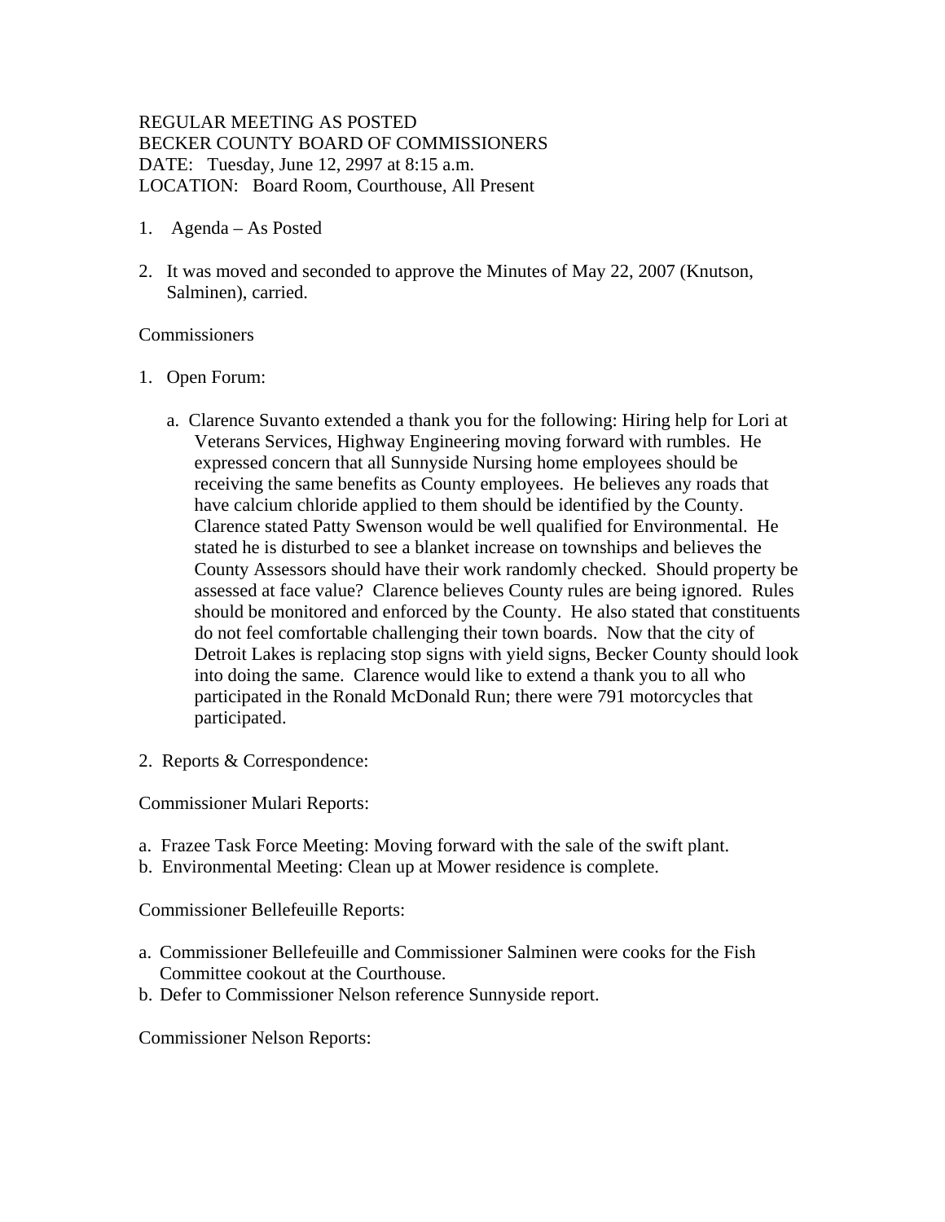REGULAR MEETING AS POSTED
BECKER COUNTY BOARD OF COMMISSIONERS
DATE: Tuesday, June 12, 2997 at 8:15 a.m.
LOCATION: Board Room, Courthouse, All Present

1. Agenda – As Posted

2. It was moved and seconded to approve the Minutes of May 22, 2007 (Knutson, Salminen), carried.

Commissioners

1. Open Forum:

   a. Clarence Suvanto extended a thank you for the following: Hiring help for Lori at Veterans Services, Highway Engineering moving forward with rumbles. He expressed concern that all Sunnyside Nursing home employees should be receiving the same benefits as County employees. He believes any roads that have calcium chloride applied to them should be identified by the County. Clarence stated Patty Swenson would be well qualified for Environmental. He stated he is disturbed to see a blanket increase on townships and believes the County Assessors should have their work randomly checked. Should property be assessed at face value? Clarence believes County rules are being ignored. Rules should be monitored and enforced by the County. He also stated that constituents do not feel comfortable challenging their town boards. Now that the city of Detroit Lakes is replacing stop signs with yield signs, Becker County should look into doing the same. Clarence would like to extend a thank you to all who participated in the Ronald McDonald Run; there were 791 motorcycles that participated.

2. Reports & Correspondence:

Commissioner Mulari Reports:

a. Frazee Task Force Meeting: Moving forward with the sale of the swift plant.
b. Environmental Meeting: Clean up at Mower residence is complete.

Commissioner Bellefeuille Reports:

a. Commissioner Bellefeuille and Commissioner Salminen were cooks for the Fish Committee cookout at the Courthouse.
b. Defer to Commissioner Nelson reference Sunnyside report.

Commissioner Nelson Reports: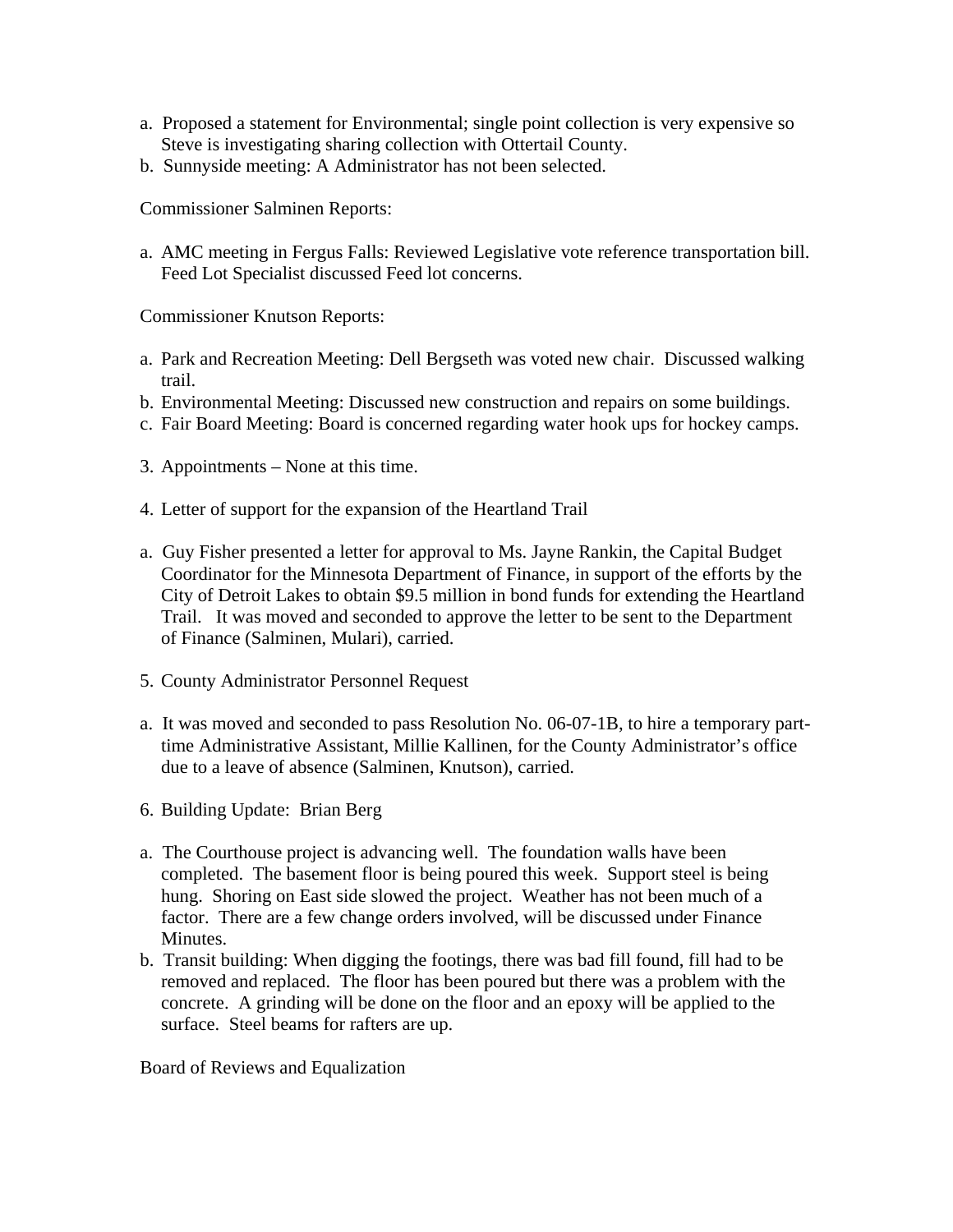a. Proposed a statement for Environmental; single point collection is very expensive so Steve is investigating sharing collection with Ottertail County.
b. Sunnyside meeting: A Administrator has not been selected.

Commissioner Salminen Reports:

a. AMC meeting in Fergus Falls: Reviewed Legislative vote reference transportation bill. Feed Lot Specialist discussed Feed lot concerns.

Commissioner Knutson Reports:

a. Park and Recreation Meeting: Dell Bergseth was voted new chair. Discussed walking trail.
b. Environmental Meeting: Discussed new construction and repairs on some buildings.
c. Fair Board Meeting: Board is concerned regarding water hook ups for hockey camps.

3. Appointments – None at this time.

4. Letter of support for the expansion of the Heartland Trail

a. Guy Fisher presented a letter for approval to Ms. Jayne Rankin, the Capital Budget Coordinator for the Minnesota Department of Finance, in support of the efforts by the City of Detroit Lakes to obtain $9.5 million in bond funds for extending the Heartland Trail. It was moved and seconded to approve the letter to be sent to the Department of Finance (Salminen, Mulari), carried.

5. County Administrator Personnel Request

a. It was moved and seconded to pass Resolution No. 06-07-1B, to hire a temporary part-time Administrative Assistant, Millie Kallinen, for the County Administrator's office due to a leave of absence (Salminen, Knutson), carried.

6. Building Update: Brian Berg

a. The Courthouse project is advancing well. The foundation walls have been completed. The basement floor is being poured this week. Support steel is being hung. Shoring on East side slowed the project. Weather has not been much of a factor. There are a few change orders involved, will be discussed under Finance Minutes.
b. Transit building: When digging the footings, there was bad fill found, fill had to be removed and replaced. The floor has been poured but there was a problem with the concrete. A grinding will be done on the floor and an epoxy will be applied to the surface. Steel beams for rafters are up.

Board of Reviews and Equalization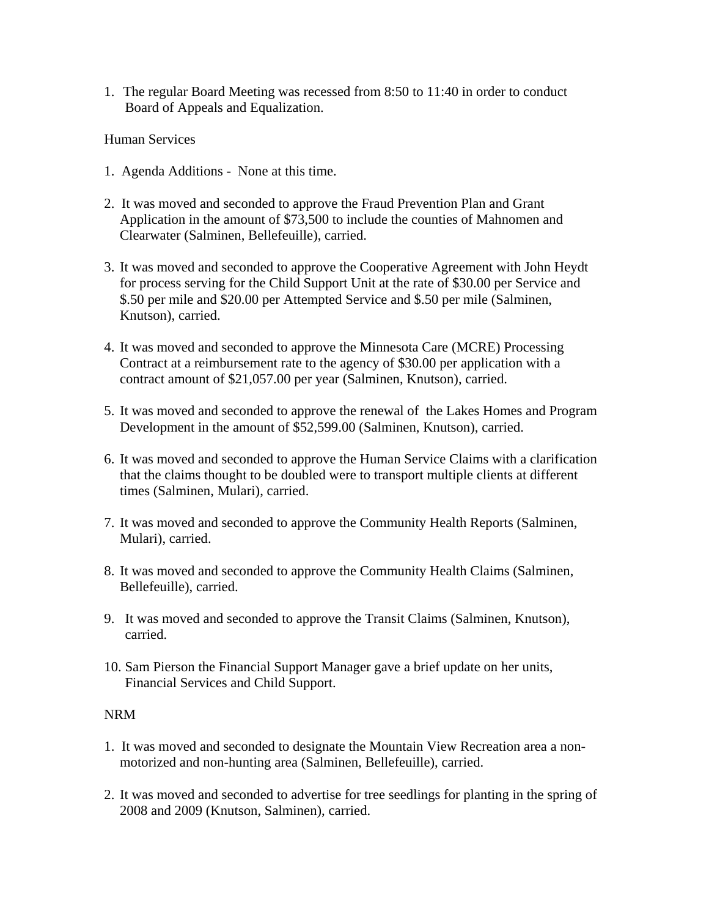1. The regular Board Meeting was recessed from 8:50 to 11:40 in order to conduct Board of Appeals and Equalization.

Human Services

1. Agenda Additions - None at this time.

2. It was moved and seconded to approve the Fraud Prevention Plan and Grant Application in the amount of $73,500 to include the counties of Mahnomen and Clearwater (Salminen, Bellefeuille), carried.

3. It was moved and seconded to approve the Cooperative Agreement with John Heydt for process serving for the Child Support Unit at the rate of $30.00 per Service and $.50 per mile and $20.00 per Attempted Service and $.50 per mile (Salminen, Knutson), carried.

4. It was moved and seconded to approve the Minnesota Care (MCRE) Processing Contract at a reimbursement rate to the agency of $30.00 per application with a contract amount of $21,057.00 per year (Salminen, Knutson), carried.

5. It was moved and seconded to approve the renewal of the Lakes Homes and Program Development in the amount of $52,599.00 (Salminen, Knutson), carried.

6. It was moved and seconded to approve the Human Service Claims with a clarification that the claims thought to be doubled were to transport multiple clients at different times (Salminen, Mulari), carried.

7. It was moved and seconded to approve the Community Health Reports (Salminen, Mulari), carried.

8. It was moved and seconded to approve the Community Health Claims (Salminen, Bellefeuille), carried.

9. It was moved and seconded to approve the Transit Claims (Salminen, Knutson), carried.

10. Sam Pierson the Financial Support Manager gave a brief update on her units, Financial Services and Child Support.

NRM

1. It was moved and seconded to designate the Mountain View Recreation area a non-motorized and non-hunting area (Salminen, Bellefeuille), carried.

2. It was moved and seconded to advertise for tree seedlings for planting in the spring of 2008 and 2009 (Knutson, Salminen), carried.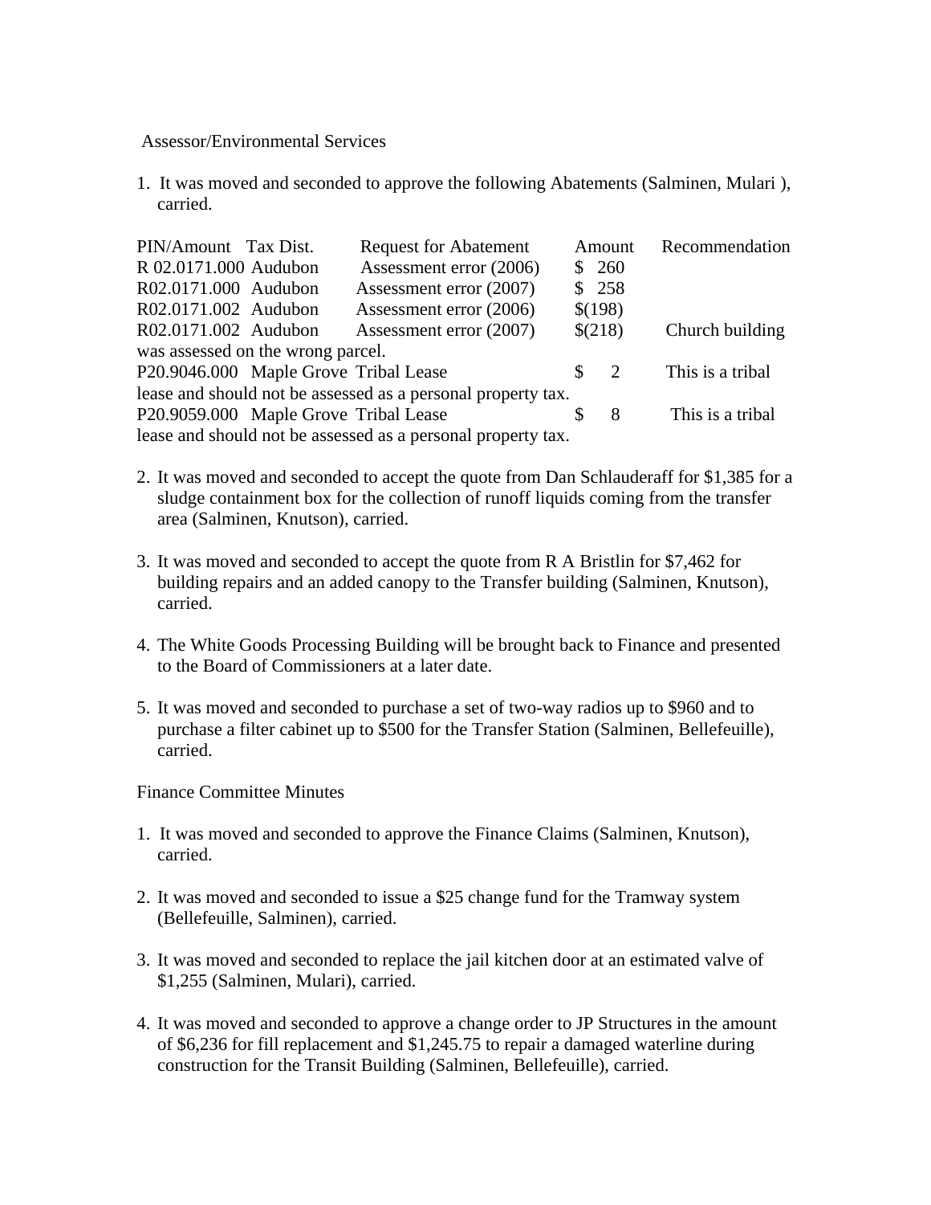Assessor/Environmental Services

1. It was moved and seconded to approve the following Abatements (Salminen, Mulari ), carried.

| PIN/Amount | Tax Dist. | Request for Abatement | Amount | Recommendation |
|---|---|---|---|---|
| R 02.0171.000 | Audubon | Assessment error (2006) | $ 260 | |
| R02.0171.000 | Audubon | Assessment error (2007) | $ 258 | |
| R02.0171.002 | Audubon | Assessment error (2006) | $(198) | |
| R02.0171.002 | Audubon | Assessment error (2007) | $(218) | Church building was assessed on the wrong parcel. |
| P20.9046.000 | Maple Grove | Tribal Lease | $ 2 | This is a tribal lease and should not be assessed as a personal property tax. |
| P20.9059.000 | Maple Grove | Tribal Lease | $ 8 | This is a tribal lease and should not be assessed as a personal property tax. |

2. It was moved and seconded to accept the quote from Dan Schlauderaff for $1,385 for a sludge containment box for the collection of runoff liquids coming from the transfer area (Salminen, Knutson), carried.

3. It was moved and seconded to accept the quote from R A Bristlin for $7,462 for building repairs and an added canopy to the Transfer building (Salminen, Knutson), carried.

4. The White Goods Processing Building will be brought back to Finance and presented to the Board of Commissioners at a later date.

5. It was moved and seconded to purchase a set of two-way radios up to $960 and to purchase a filter cabinet up to $500 for the Transfer Station (Salminen, Bellefeuille), carried.

Finance Committee Minutes

1. It was moved and seconded to approve the Finance Claims (Salminen, Knutson), carried.

2. It was moved and seconded to issue a $25 change fund for the Tramway system (Bellefeuille, Salminen), carried.

3. It was moved and seconded to replace the jail kitchen door at an estimated valve of $1,255 (Salminen, Mulari), carried.

4. It was moved and seconded to approve a change order to JP Structures in the amount of $6,236 for fill replacement and $1,245.75 to repair a damaged waterline during construction for the Transit Building (Salminen, Bellefeuille), carried.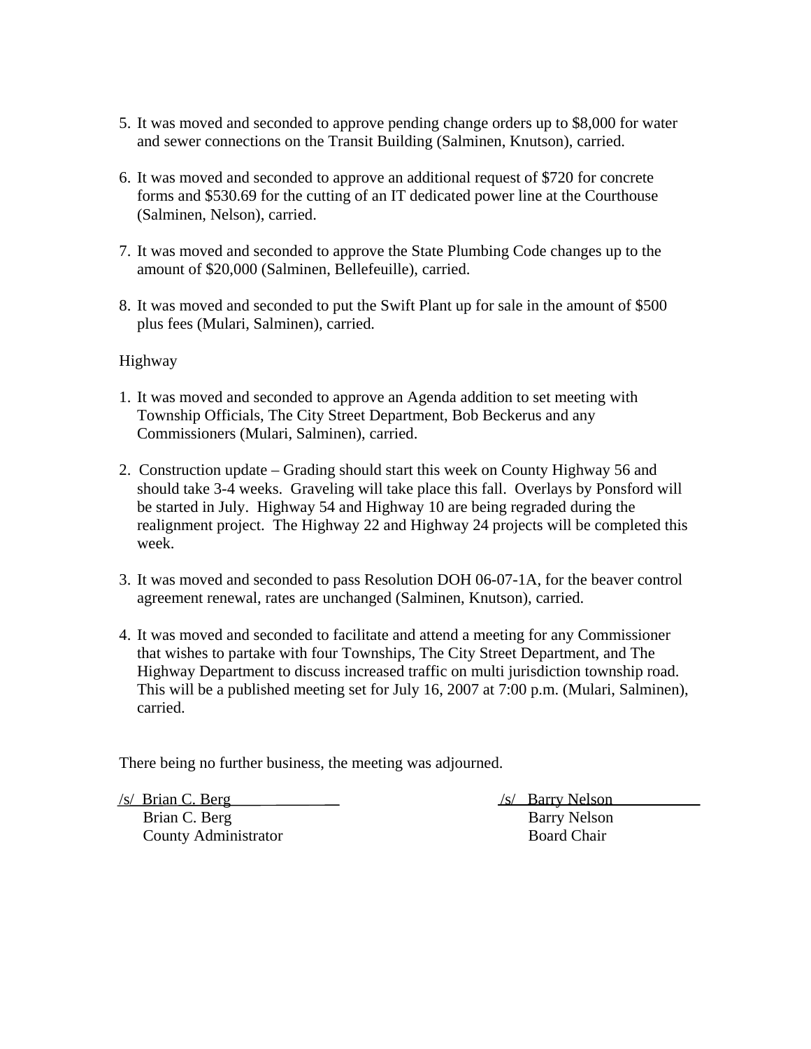5. It was moved and seconded to approve pending change orders up to $8,000 for water and sewer connections on the Transit Building (Salminen, Knutson), carried.

6. It was moved and seconded to approve an additional request of $720 for concrete forms and $530.69 for the cutting of an IT dedicated power line at the Courthouse (Salminen, Nelson), carried.

7. It was moved and seconded to approve the State Plumbing Code changes up to the amount of $20,000 (Salminen, Bellefeuille), carried.

8. It was moved and seconded to put the Swift Plant up for sale in the amount of $500 plus fees (Mulari, Salminen), carried.

Highway

1. It was moved and seconded to approve an Agenda addition to set meeting with Township Officials, The City Street Department, Bob Beckerus and any Commissioners (Mulari, Salminen), carried.

2. Construction update – Grading should start this week on County Highway 56 and should take 3-4 weeks. Graveling will take place this fall. Overlays by Ponsford will be started in July. Highway 54 and Highway 10 are being regraded during the realignment project. The Highway 22 and Highway 24 projects will be completed this week.

3. It was moved and seconded to pass Resolution DOH 06-07-1A, for the beaver control agreement renewal, rates are unchanged (Salminen, Knutson), carried.

4. It was moved and seconded to facilitate and attend a meeting for any Commissioner that wishes to partake with four Townships, The City Street Department, and The Highway Department to discuss increased traffic on multi jurisdiction township road. This will be a published meeting set for July 16, 2007 at 7:00 p.m. (Mulari, Salminen), carried.

There being no further business, the meeting was adjourned.

/s/ Brian C. Berg
Brian C. Berg
County Administrator

/s/ Barry Nelson
Barry Nelson
Board Chair